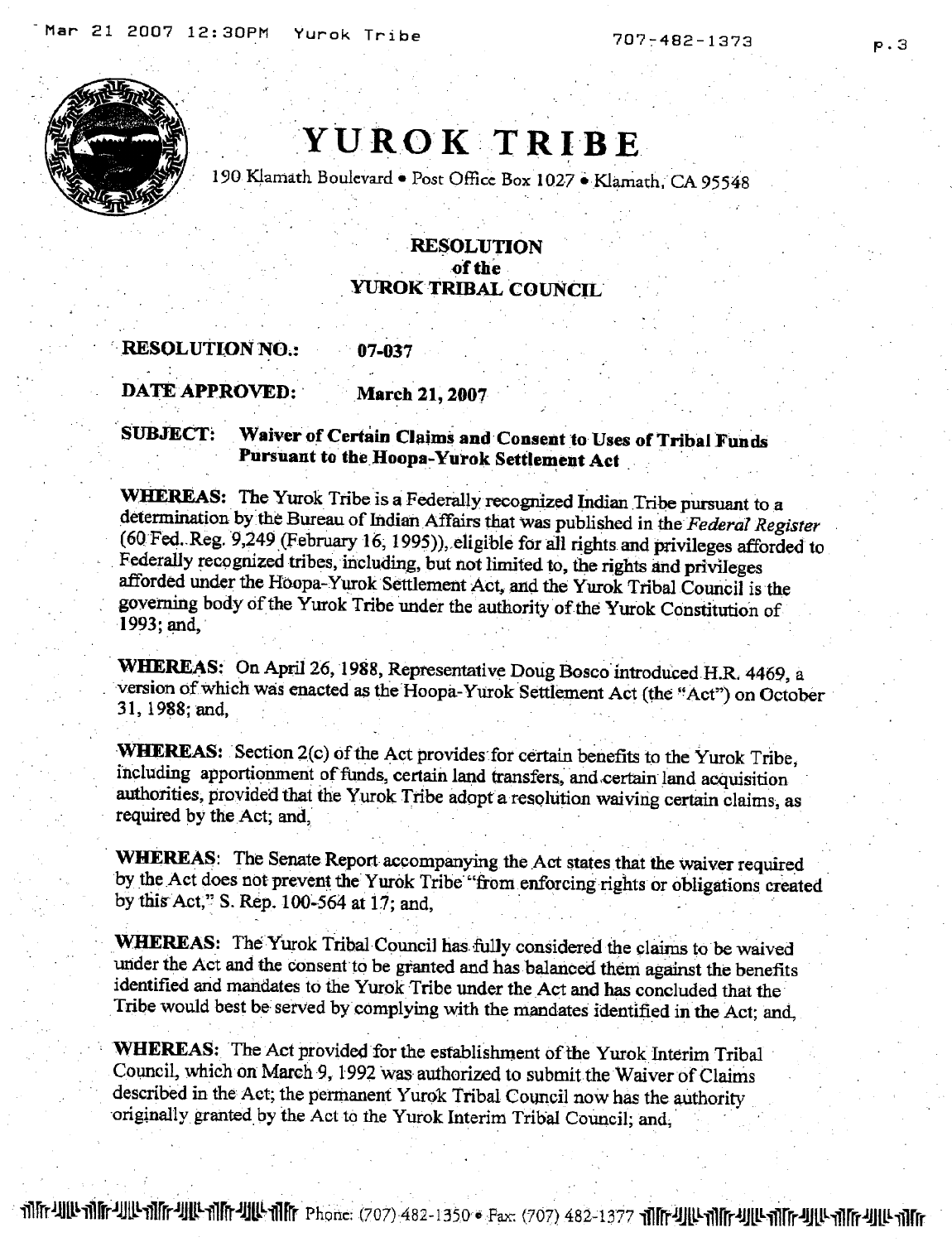# YURUK TRIBE

190 Klamath Boulevard • Post Office Box 1027 • Klamath, CA 95548

## RESOLUTION of the YUROK TRIBAL COUNCIL

**RESOLUTION NO.:** **07-037**

**DATE APPROVED:** **March 21, 2007**

**SUBJECT: Waiver of Certain Claims and Consent to Uses of Tribal Funds Pursuant to the Hoopa-Yurok Settlement Act**

**WHEREAS:** The Yurok Tribe is a Federally recognized Indian Tribe pursuant to a determination by the Bureau of Indian Affairs that was published in the *Federal Register* (60 Fed. Reg. 9,249 (February 16, 1995)), eligible for all rights and privileges afforded to Federally recognized tribes, including, but not limited to, the rights and privileges afforded under the Hoopa-Yurok Settlement Act, and the Yurok Tribal Council is the governing body of the Yurok Tribe under the authority of the Yurok Constitution of 1993; and,

**WHEREAS:** On April 26, 1988, Representative Doug Bosco introduced H.R. 4469, a version of which was enacted as the Hoopa-Yurok Settlement Act (the "Act") on October 31, 1988; and,

**WHEREAS:** Section 2(c) of the Act provides for certain benefits to the Yurok Tribe, including apportionment of funds, certain land transfers, and certain land acquisition authorities, provided that the Yurok Tribe adopt a resolution waiving certain claims, as required by the Act; and,

**WHEREAS:** The Senate Report accompanying the Act states that the waiver required by the Act does not prevent the Yurok Tribe "from enforcing rights or obligations created by this Act," S. Rep. 100-564 at 17; and,

**WHEREAS:** The Yurok Tribal Council has fully considered the claims to be waived under the Act and the consent to be granted and has balanced them against the benefits identified and mandates to the Yurok Tribe under the Act and has concluded that the Tribe would best be served by complying with the mandates identified in the Act; and,

**WHEREAS:** The Act provided for the establishment of the Yurok Interim Tribal Council, which on March 9, 1992 was authorized to submit the Waiver of Claims described in the Act; the permanent Yurok Tribal Council now has the authority originally granted by the Act to the Yurok Interim Tribal Council; and,

Phone: (707) 482-1350 • Fax: (707) 482-1377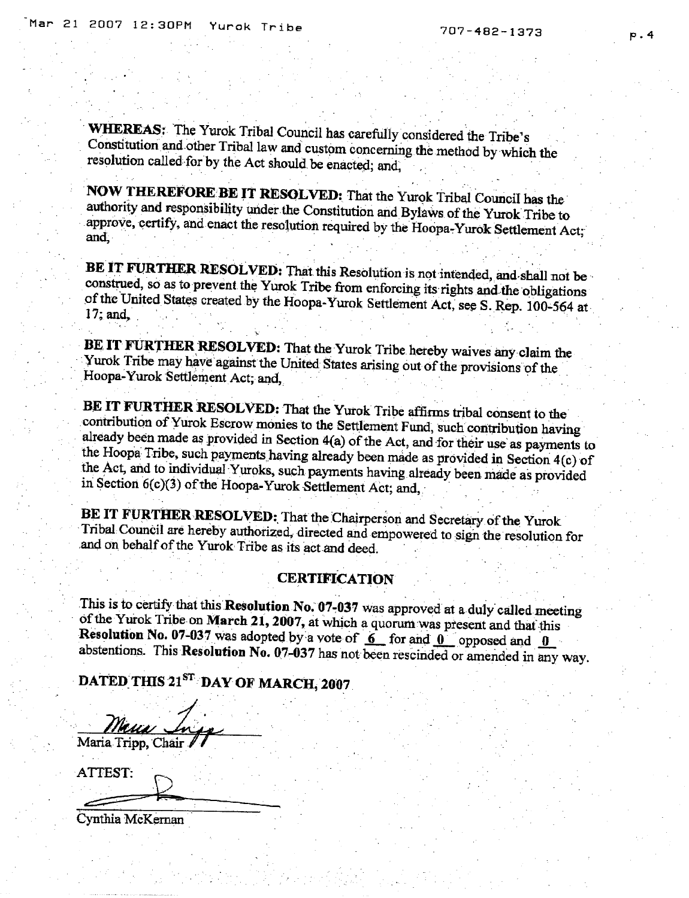**WHEREAS:** The Yurok Tribal Council has carefully considered the Tribe's Constitution and other Tribal law and custom concerning the method by which the resolution called for by the Act should be enacted; and,

**NOW THEREFORE BE IT RESOLVED:** That the Yurok Tribal Council has the authority and responsibility under the Constitution and Bylaws of the Yurok Tribe to approve, certify, and enact the resolution required by the Hoopa-Yurok Settlement Act; and,

**BE IT FURTHER RESOLVED:** That this Resolution is not intended, and shall not be construed, so as to prevent the Yurok Tribe from enforcing its rights and the obligations of the United States created by the Hoopa-Yurok Settlement Act, see S. Rep. 100-564 at 17; and,

**BE IT FURTHER RESOLVED:** That the Yurok Tribe hereby waives any claim the Yurok Tribe may have against the United States arising out of the provisions of the Hoopa-Yurok Settlement Act; and,

**BE IT FURTHER RESOLVED:** That the Yurok Tribe affirms tribal consent to the contribution of Yurok Escrow monies to the Settlement Fund, such contribution having already been made as provided in Section 4(a) of the Act, and for their use as payments to the Hoopa Tribe, such payments having already been made as provided in Section 4(c) of the Act, and to individual Yuroks, such payments having already been made as provided in Section 6(c)(3) of the Hoopa-Yurok Settlement Act; and,

**BE IT FURTHER RESOLVED:** That the Chairperson and Secretary of the Yurok Tribal Council are hereby authorized, directed and empowered to sign the resolution for and on behalf of the Yurok Tribe as its act and deed.

## CERTIFICATION

This is to certify that this **Resolution No. 07-037** was approved at a duly called meeting of the Yurok Tribe on **March 21, 2007,** at which a quorum was present and that this **Resolution No. 07-037** was adopted by a vote of 6 for and 0 opposed and 0 abstentions. This **Resolution No. 07-037** has not been rescinded or amended in any way.

**DATED THIS 21ST DAY OF MARCH, 2007**

Maria Tripp, Chair

ATTEST:

Cynthia McKernan